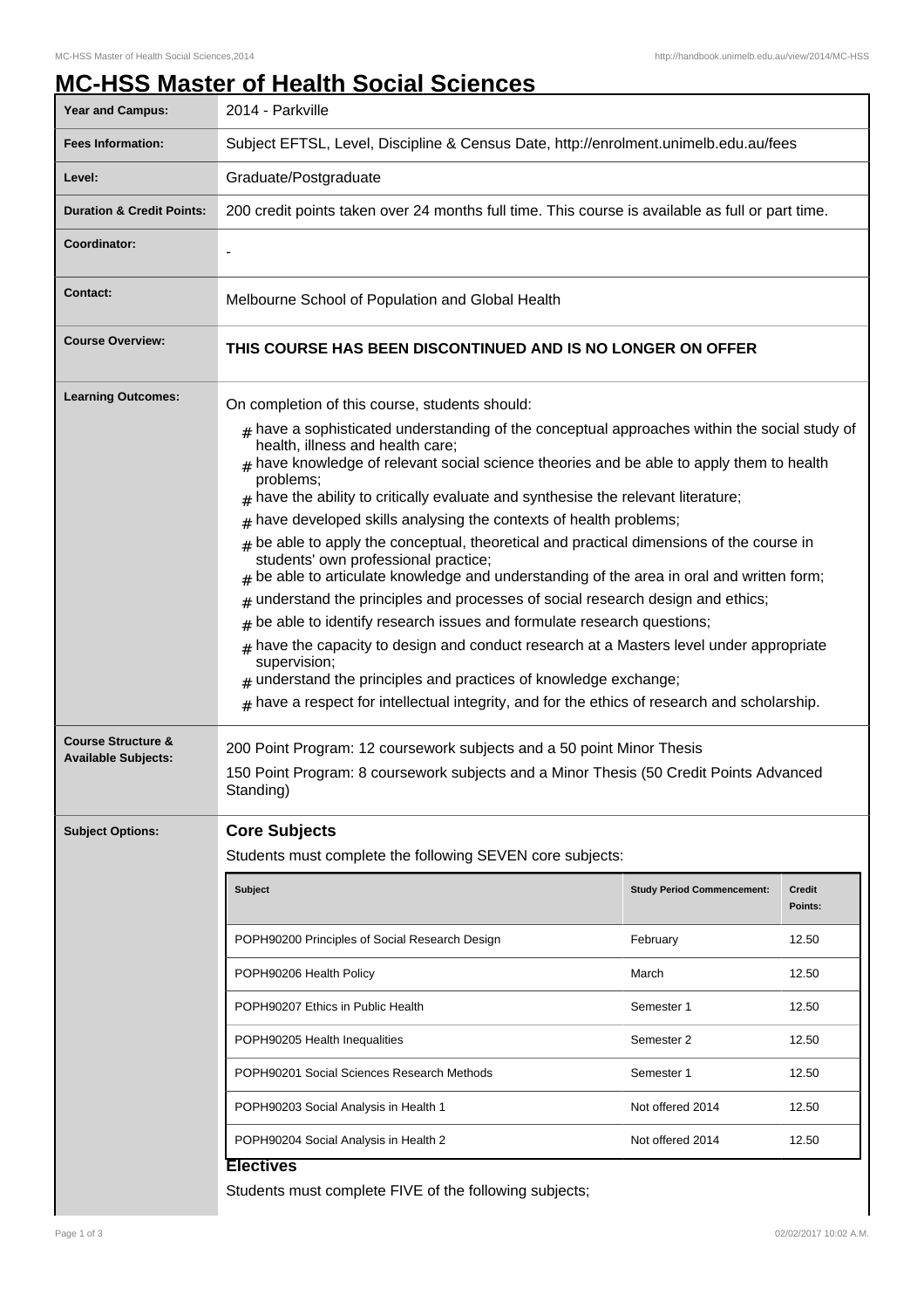# MC-HSS Master of Health Social Sciences

| | |
|---|---|
| **Year and Campus:** | 2014 - Parkville |
| **Fees Information:** | Subject EFTSL, Level, Discipline & Census Date, http://enrolment.unimelb.edu.au/fees |
| **Level:** | Graduate/Postgraduate |
| **Duration & Credit Points:** | 200 credit points taken over 24 months full time. This course is available as full or part time. |
| **Coordinator:** | - |
| **Contact:** | Melbourne School of Population and Global Health |
| **Course Overview:** | **THIS COURSE HAS BEEN DISCONTINUED AND IS NO LONGER ON OFFER** |

**Learning Outcomes:**

On completion of this course, students should:

- # have a sophisticated understanding of the conceptual approaches within the social study of health, illness and health care;
- # have knowledge of relevant social science theories and be able to apply them to health problems;
- # have the ability to critically evaluate and synthesise the relevant literature;
- # have developed skills analysing the contexts of health problems;
- # be able to apply the conceptual, theoretical and practical dimensions of the course in students' own professional practice;
- # be able to articulate knowledge and understanding of the area in oral and written form;
- # understand the principles and processes of social research design and ethics;
- # be able to identify research issues and formulate research questions;
- # have the capacity to design and conduct research at a Masters level under appropriate supervision;
- # understand the principles and practices of knowledge exchange;
- # have a respect for intellectual integrity, and for the ethics of research and scholarship.

**Course Structure & Available Subjects:**

200 Point Program: 12 coursework subjects and a 50 point Minor Thesis

150 Point Program: 8 coursework subjects and a Minor Thesis (50 Credit Points Advanced Standing)

**Subject Options:**

## Core Subjects

Students must complete the following SEVEN core subjects:

| Subject | Study Period Commencement: | Credit Points: |
|---|---|---|
| POPH90200 Principles of Social Research Design | February | 12.50 |
| POPH90206 Health Policy | March | 12.50 |
| POPH90207 Ethics in Public Health | Semester 1 | 12.50 |
| POPH90205 Health Inequalities | Semester 2 | 12.50 |
| POPH90201 Social Sciences Research Methods | Semester 1 | 12.50 |
| POPH90203 Social Analysis in Health 1 | Not offered 2014 | 12.50 |
| POPH90204 Social Analysis in Health 2 | Not offered 2014 | 12.50 |

## Electives

Students must complete FIVE of the following subjects;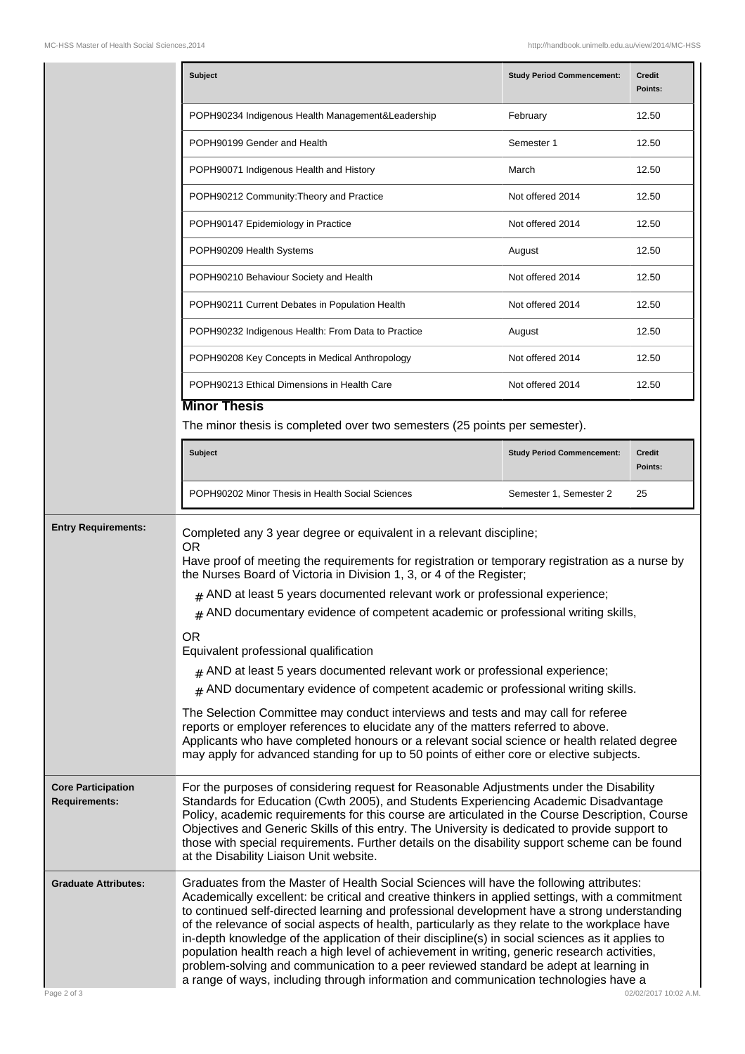| Subject | Study Period Commencement: | Credit Points: |
|---|---|---|
| POPH90234 Indigenous Health Management&Leadership | February | 12.50 |
| POPH90199 Gender and Health | Semester 1 | 12.50 |
| POPH90071 Indigenous Health and History | March | 12.50 |
| POPH90212 Community:Theory and Practice | Not offered 2014 | 12.50 |
| POPH90147 Epidemiology in Practice | Not offered 2014 | 12.50 |
| POPH90209 Health Systems | August | 12.50 |
| POPH90210 Behaviour Society and Health | Not offered 2014 | 12.50 |
| POPH90211 Current Debates in Population Health | Not offered 2014 | 12.50 |
| POPH90232 Indigenous Health: From Data to Practice | August | 12.50 |
| POPH90208 Key Concepts in Medical Anthropology | Not offered 2014 | 12.50 |
| POPH90213 Ethical Dimensions in Health Care | Not offered 2014 | 12.50 |

## Minor Thesis

The minor thesis is completed over two semesters (25 points per semester).

| Subject | Study Period Commencement: | Credit Points: |
|---|---|---|
| POPH90202 Minor Thesis in Health Social Sciences | Semester 1, Semester 2 | 25 |

**Entry Requirements:**

Completed any 3 year degree or equivalent in a relevant discipline;
OR
Have proof of meeting the requirements for registration or temporary registration as a nurse by the Nurses Board of Victoria in Division 1, 3, or 4 of the Register;

- AND at least 5 years documented relevant work or professional experience;
- AND documentary evidence of competent academic or professional writing skills,

OR
Equivalent professional qualification

- AND at least 5 years documented relevant work or professional experience;
- AND documentary evidence of competent academic or professional writing skills.

The Selection Committee may conduct interviews and tests and may call for referee reports or employer references to elucidate any of the matters referred to above. Applicants who have completed honours or a relevant social science or health related degree may apply for advanced standing for up to 50 points of either core or elective subjects.

**Core Participation Requirements:**

For the purposes of considering request for Reasonable Adjustments under the Disability Standards for Education (Cwth 2005), and Students Experiencing Academic Disadvantage Policy, academic requirements for this course are articulated in the Course Description, Course Objectives and Generic Skills of this entry. The University is dedicated to provide support to those with special requirements. Further details on the disability support scheme can be found at the Disability Liaison Unit website.

**Graduate Attributes:**

Graduates from the Master of Health Social Sciences will have the following attributes: Academically excellent: be critical and creative thinkers in applied settings, with a commitment to continued self-directed learning and professional development have a strong understanding of the relevance of social aspects of health, particularly as they relate to the workplace have in-depth knowledge of the application of their discipline(s) in social sciences as it applies to population health reach a high level of achievement in writing, generic research activities, problem-solving and communication to a peer reviewed standard be adept at learning in a range of ways, including through information and communication technologies have a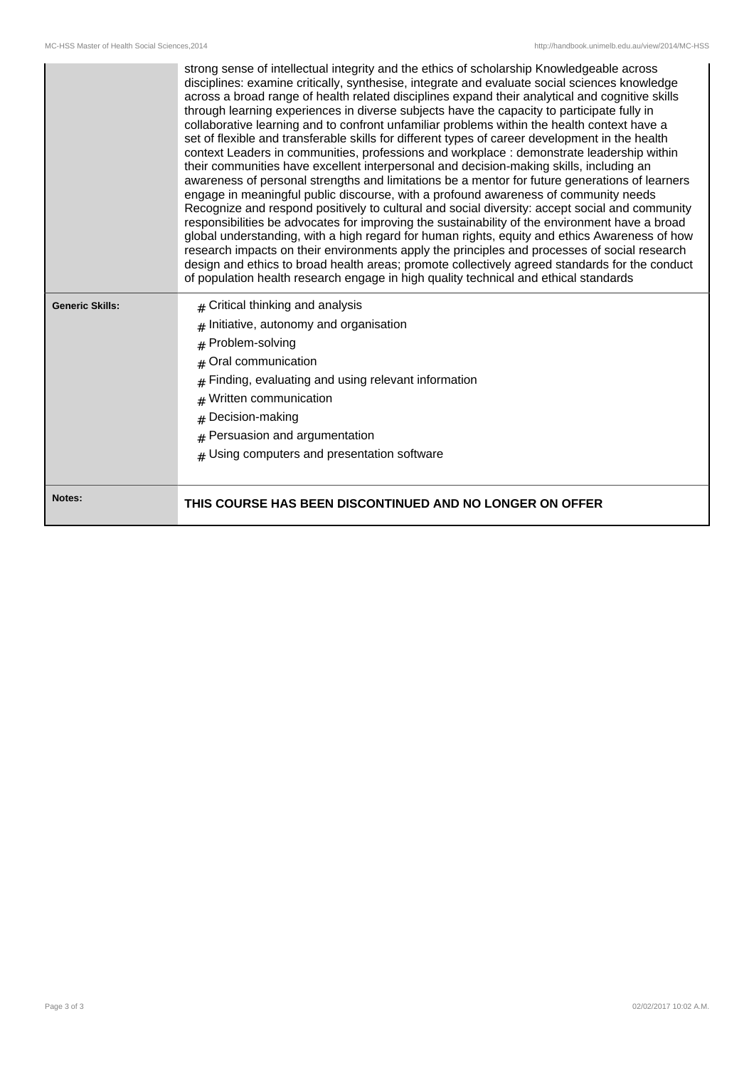| | |
|---|---|
| | strong sense of intellectual integrity and the ethics of scholarship Knowledgeable across disciplines: examine critically, synthesise, integrate and evaluate social sciences knowledge across a broad range of health related disciplines expand their analytical and cognitive skills through learning experiences in diverse subjects have the capacity to participate fully in collaborative learning and to confront unfamiliar problems within the health context have a set of flexible and transferable skills for different types of career development in the health context Leaders in communities, professions and workplace : demonstrate leadership within their communities have excellent interpersonal and decision-making skills, including an awareness of personal strengths and limitations be a mentor for future generations of learners engage in meaningful public discourse, with a profound awareness of community needs Recognize and respond positively to cultural and social diversity: accept social and community responsibilities be advocates for improving the sustainability of the environment have a broad global understanding, with a high regard for human rights, equity and ethics Awareness of how research impacts on their environments apply the principles and processes of social research design and ethics to broad health areas; promote collectively agreed standards for the conduct of population health research engage in high quality technical and ethical standards |
| **Generic Skills:** | # Critical thinking and analysis<br># Initiative, autonomy and organisation<br># Problem-solving<br># Oral communication<br># Finding, evaluating and using relevant information<br># Written communication<br># Decision-making<br># Persuasion and argumentation<br># Using computers and presentation software |
| **Notes:** | **THIS COURSE HAS BEEN DISCONTINUED AND NO LONGER ON OFFER** |